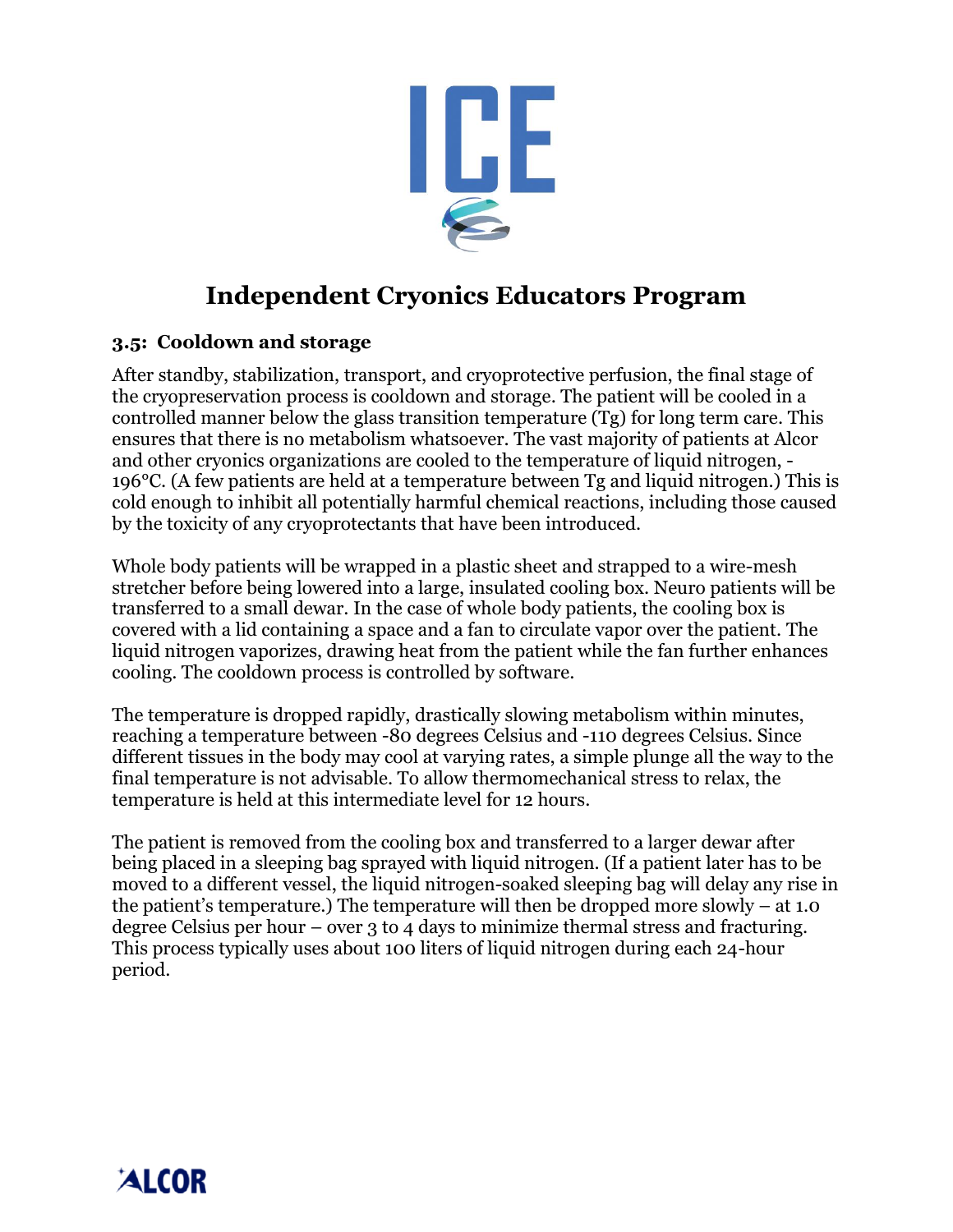# Independent Cryonics Educators Program

## 3.5: Cooldown and storage

After standby, stabilization, transport, and cryoprotective perfusion, the final stage of the cryopreservation process is cooldown and storage. The patient will be cooled in a controlled manner below the glass transition temperature (Tg) for long term care. This ensures that there is no metabolism whatsoever. The vast majority of patients at Alcor and other cryonics organizations are cooled to the temperature of liquid nitrogen, -196°C. (A few patients are held at a temperature between Tg and liquid nitrogen.) This is cold enough to inhibit all potentially harmful chemical reactions, including those caused by the toxicity of any cryoprotectants that have been introduced.

Whole body patients will be wrapped in a plastic sheet and strapped to a wire-mesh stretcher before being lowered into a large, insulated cooling box. Neuro patients will be transferred to a small dewar. In the case of whole body patients, the cooling box is covered with a lid containing a space and a fan to circulate vapor over the patient. The liquid nitrogen vaporizes, drawing heat from the patient while the fan further enhances cooling. The cooldown process is controlled by software.

The temperature is dropped rapidly, drastically slowing metabolism within minutes, reaching a temperature between -80 degrees Celsius and -110 degrees Celsius. Since different tissues in the body may cool at varying rates, a simple plunge all the way to the final temperature is not advisable. To allow thermomechanical stress to relax, the temperature is held at this intermediate level for 12 hours.

The patient is removed from the cooling box and transferred to a larger dewar after being placed in a sleeping bag sprayed with liquid nitrogen. (If a patient later has to be moved to a different vessel, the liquid nitrogen-soaked sleeping bag will delay any rise in the patient's temperature.) The temperature will then be dropped more slowly – at 1.0 degree Celsius per hour – over 3 to 4 days to minimize thermal stress and fracturing. This process typically uses about 100 liters of liquid nitrogen during each 24-hour period.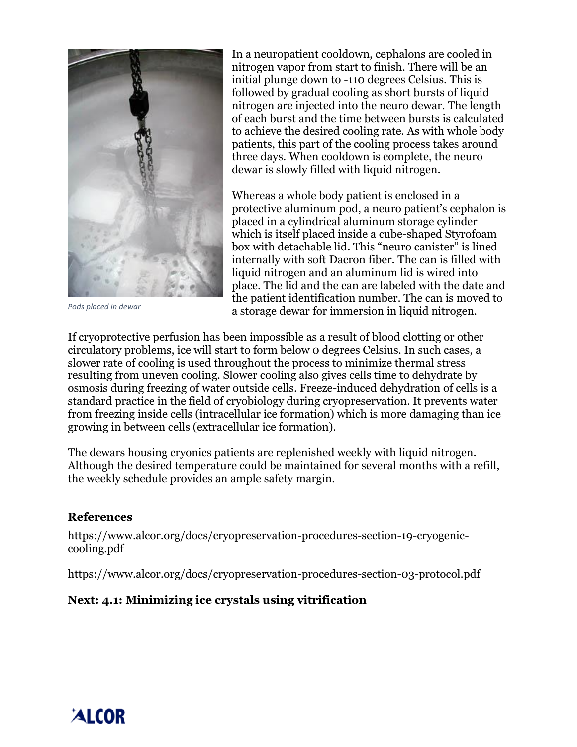*Pods placed in dewar*

In a neuropatient cooldown, cephalons are cooled in nitrogen vapor from start to finish. There will be an initial plunge down to -110 degrees Celsius. This is followed by gradual cooling as short bursts of liquid nitrogen are injected into the neuro dewar. The length of each burst and the time between bursts is calculated to achieve the desired cooling rate. As with whole body patients, this part of the cooling process takes around three days. When cooldown is complete, the neuro dewar is slowly filled with liquid nitrogen.

Whereas a whole body patient is enclosed in a protective aluminum pod, a neuro patient's cephalon is placed in a cylindrical aluminum storage cylinder which is itself placed inside a cube-shaped Styrofoam box with detachable lid. This "neuro canister" is lined internally with soft Dacron fiber. The can is filled with liquid nitrogen and an aluminum lid is wired into place. The lid and the can are labeled with the date and the patient identification number. The can is moved to a storage dewar for immersion in liquid nitrogen.

If cryoprotective perfusion has been impossible as a result of blood clotting or other circulatory problems, ice will start to form below 0 degrees Celsius. In such cases, a slower rate of cooling is used throughout the process to minimize thermal stress resulting from uneven cooling. Slower cooling also gives cells time to dehydrate by osmosis during freezing of water outside cells. Freeze-induced dehydration of cells is a standard practice in the field of cryobiology during cryopreservation. It prevents water from freezing inside cells (intracellular ice formation) which is more damaging than ice growing in between cells (extracellular ice formation).

The dewars housing cryonics patients are replenished weekly with liquid nitrogen. Although the desired temperature could be maintained for several months with a refill, the weekly schedule provides an ample safety margin.

**References**

https://www.alcor.org/docs/cryopreservation-procedures-section-19-cryogenic-cooling.pdf

https://www.alcor.org/docs/cryopreservation-procedures-section-03-protocol.pdf

**Next: 4.1: Minimizing ice crystals using vitrification**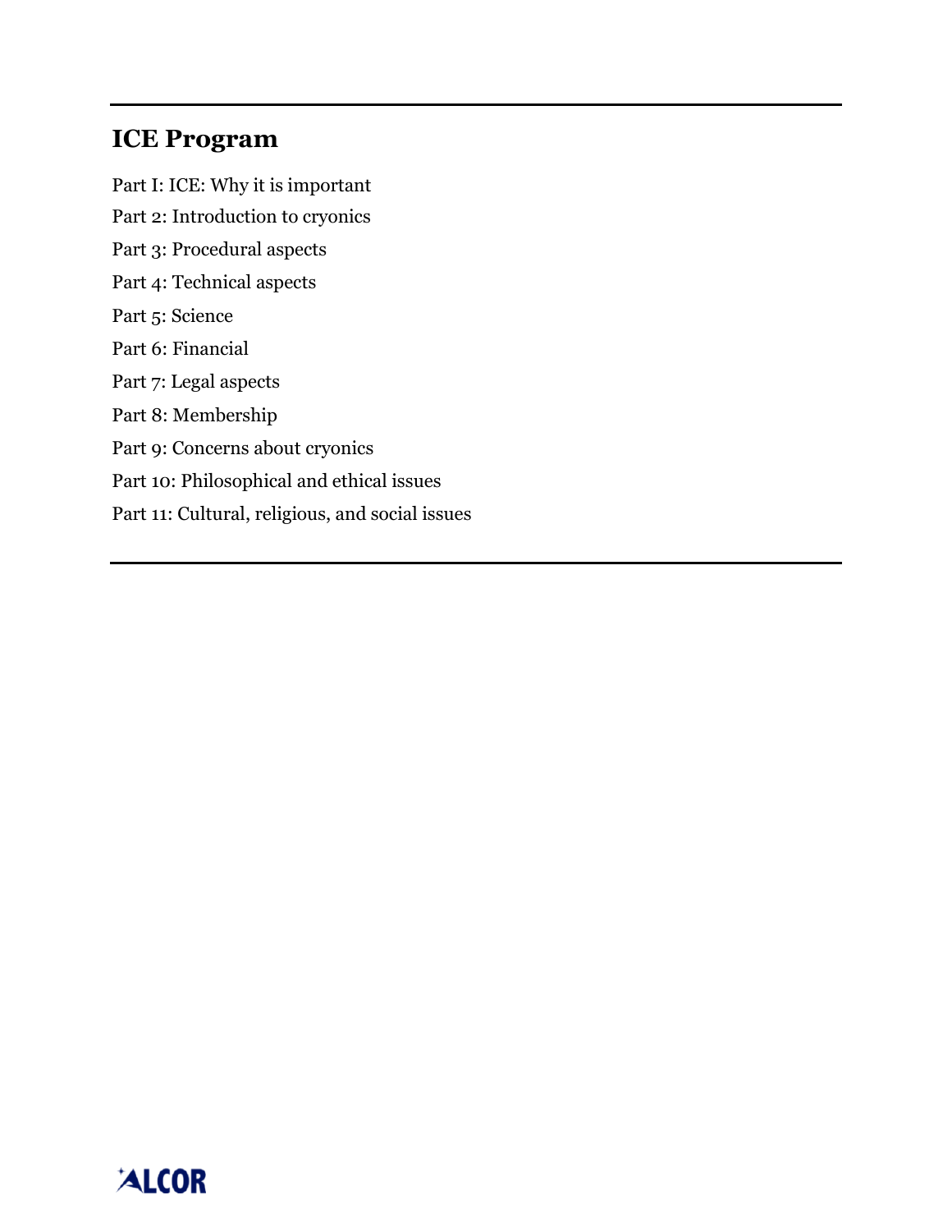## ICE Program

Part I: ICE: Why it is important

Part 2: Introduction to cryonics

Part 3: Procedural aspects

Part 4: Technical aspects

Part 5: Science

Part 6: Financial

Part 7: Legal aspects

Part 8: Membership

Part 9: Concerns about cryonics

Part 10: Philosophical and ethical issues

Part 11: Cultural, religious, and social issues